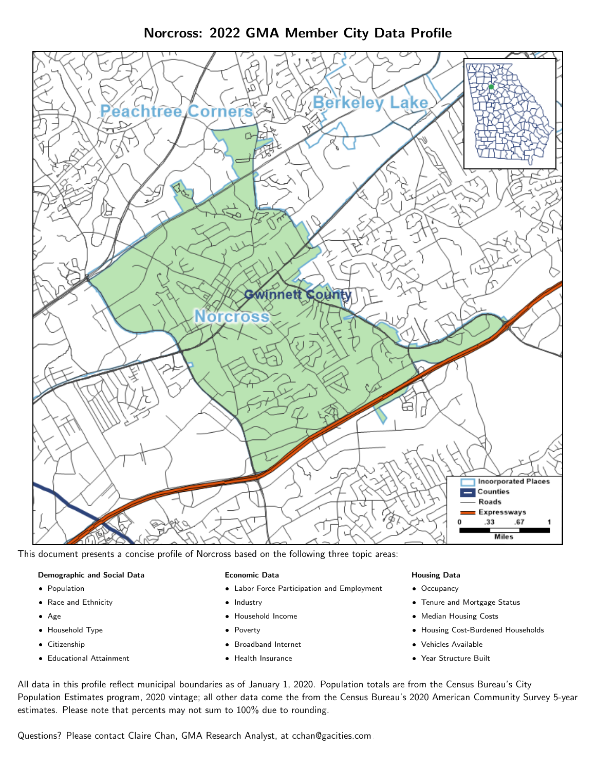# Norcross: 2022 GMA Member City Data Profile

This document presents a concise profile of Norcross based on the following three topic areas:

**Demographic and Social Data**

- Population
- Race and Ethnicity
- Age
- Household Type
- Citizenship
- Educational Attainment

**Economic Data**

- Labor Force Participation and Employment
- Industry
- Household Income
- Poverty
- Broadband Internet
- Health Insurance

**Housing Data**

- Occupancy
- Tenure and Mortgage Status
- Median Housing Costs
- Housing Cost-Burdened Households
- Vehicles Available
- Year Structure Built

All data in this profile reflect municipal boundaries as of January 1, 2020. Population totals are from the Census Bureau's City Population Estimates program, 2020 vintage; all other data come the from the Census Bureau's 2020 American Community Survey 5-year estimates. Please note that percents may not sum to 100% due to rounding.

Questions? Please contact Claire Chan, GMA Research Analyst, at cchan@gacities.com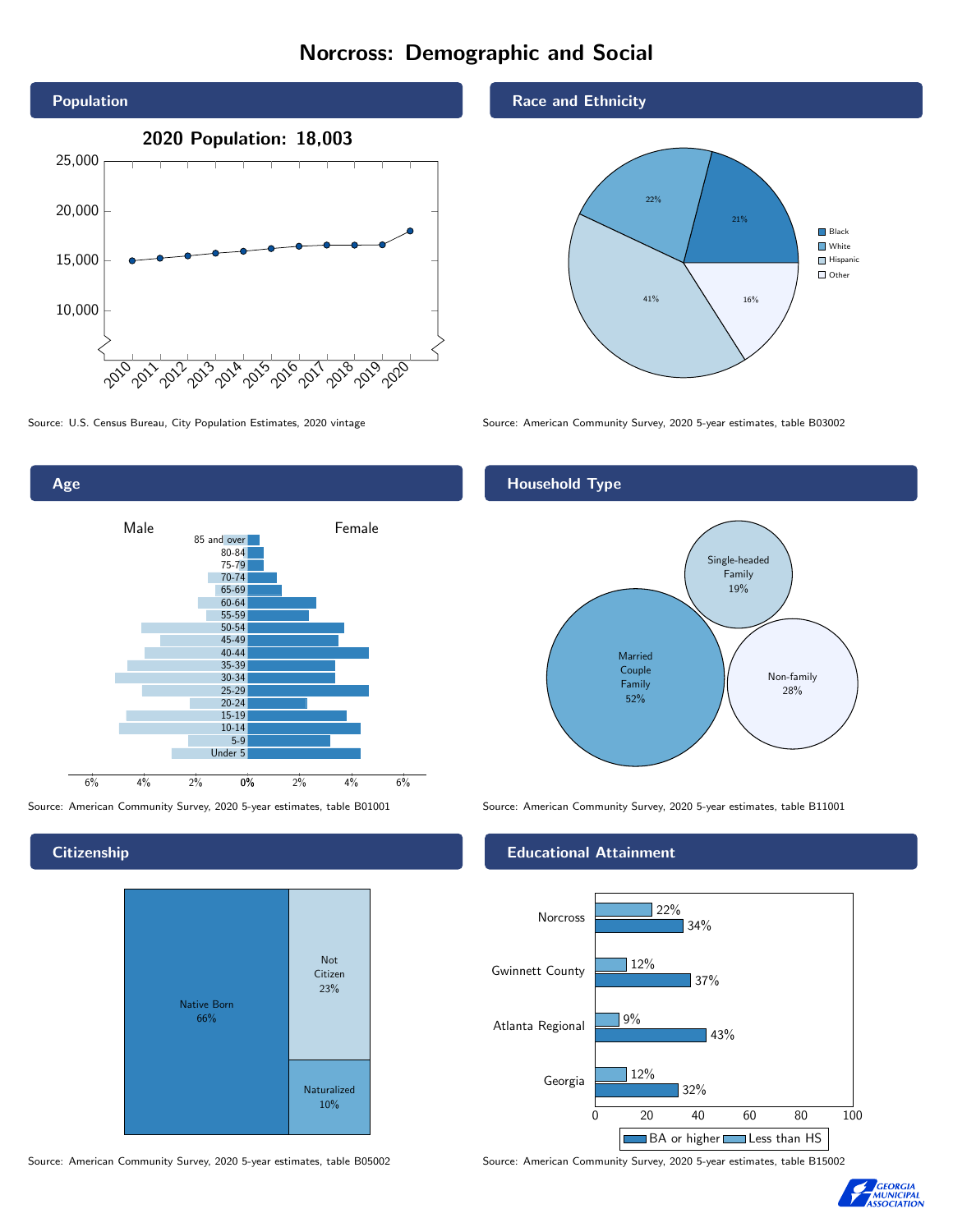# Norcross: Demographic and Social

## Population

2020 Population: 18,003

Source: U.S. Census Bureau, City Population Estimates, 2020 vintage

## Race and Ethnicity

| Group | Percent |
|---|---|
| Black | 21% |
| White | 22% |
| Hispanic | 41% |
| Other | 16% |

Source: American Community Survey, 2020 5-year estimates, table B03002

## Age

Source: American Community Survey, 2020 5-year estimates, table B01001

## Household Type

| Household Type | Percent |
|---|---|
| Married Couple Family | 52% |
| Single-headed Family | 19% |
| Non-family | 28% |

Source: American Community Survey, 2020 5-year estimates, table B11001

## Citizenship

| Status | Percent |
|---|---|
| Native Born | 66% |
| Not Citizen | 23% |
| Naturalized | 10% |

Source: American Community Survey, 2020 5-year estimates, table B05002

## Educational Attainment

| Area | Less than HS | BA or higher |
|---|---|---|
| Norcross | 22% | 34% |
| Gwinnett County | 12% | 37% |
| Atlanta Regional | 9% | 43% |
| Georgia | 12% | 32% |

Source: American Community Survey, 2020 5-year estimates, table B15002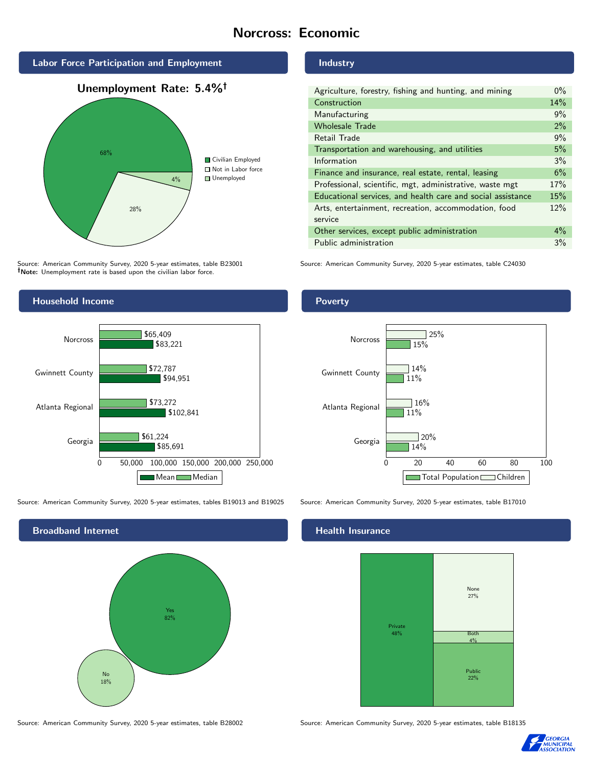# Norcross: Economic

## Labor Force Participation and Employment

**Unemployment Rate: 5.4%†**

| Category | Percent |
| --- | --- |
| Civilian Employed | 68% |
| Not in Labor force | 28% |
| Unemployed | 4% |

Source: American Community Survey, 2020 5-year estimates, table B23001
**†Note:** Unemployment rate is based upon the civilian labor force.

## Industry

| Industry | Percent |
| --- | --- |
| Agriculture, forestry, fishing and hunting, and mining | 0% |
| Construction | 14% |
| Manufacturing | 9% |
| Wholesale Trade | 2% |
| Retail Trade | 9% |
| Transportation and warehousing, and utilities | 5% |
| Information | 3% |
| Finance and insurance, real estate, rental, leasing | 6% |
| Professional, scientific, mgt, administrative, waste mgt | 17% |
| Educational services, and health care and social assistance | 15% |
| Arts, entertainment, recreation, accommodation, food service | 12% |
| Other services, except public administration | 4% |
| Public administration | 3% |

Source: American Community Survey, 2020 5-year estimates, table C24030

## Household Income

| | Median | Mean |
| --- | --- | --- |
| Norcross | $65,409 | $83,221 |
| Gwinnett County | $72,787 | $94,951 |
| Atlanta Regional | $73,272 | $102,841 |
| Georgia | $61,224 | $85,691 |

Source: American Community Survey, 2020 5-year estimates, tables B19013 and B19025

## Poverty

| | Children | Total Population |
| --- | --- | --- |
| Norcross | 25% | 15% |
| Gwinnett County | 14% | 11% |
| Atlanta Regional | 16% | 11% |
| Georgia | 20% | 14% |

Source: American Community Survey, 2020 5-year estimates, table B17010

## Broadband Internet

| | Percent |
| --- | --- |
| Yes | 82% |
| No | 18% |

Source: American Community Survey, 2020 5-year estimates, table B28002

## Health Insurance

| | Percent |
| --- | --- |
| Private | 48% |
| None | 27% |
| Both | 4% |
| Public | 22% |

Source: American Community Survey, 2020 5-year estimates, table B18135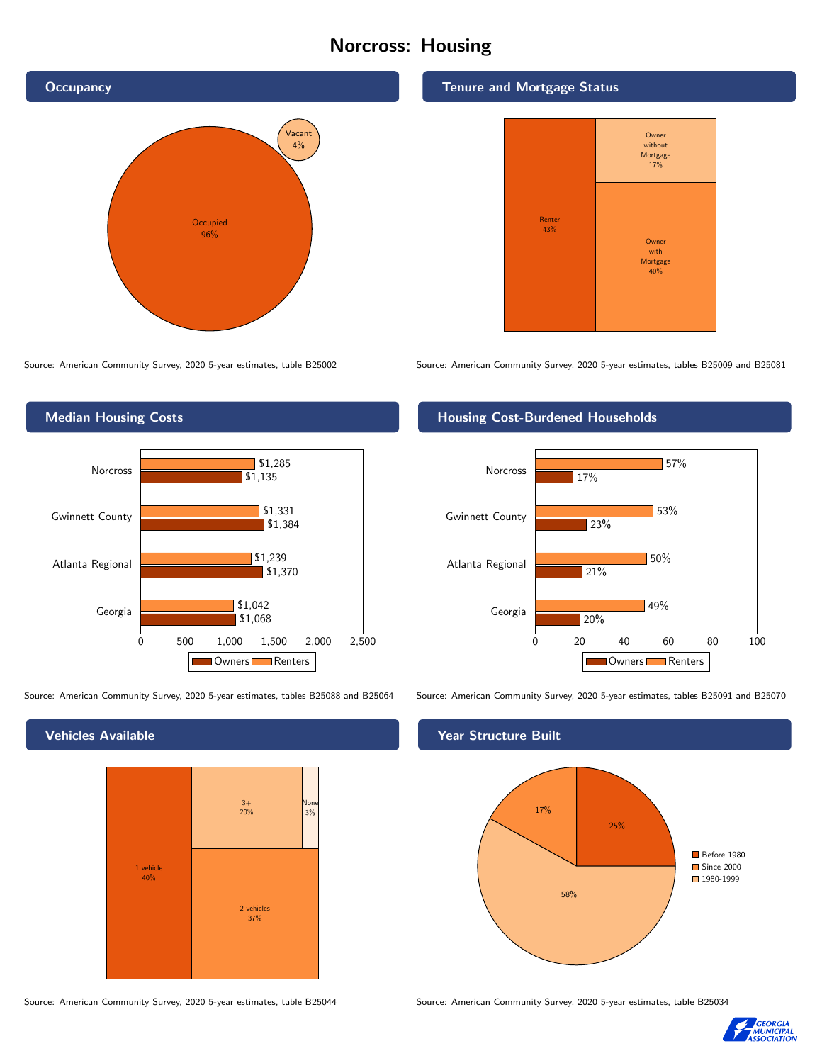# Norcross: Housing

## Occupancy

Occupied
96%

Vacant
4%

Source: American Community Survey, 2020 5-year estimates, table B25002

## Tenure and Mortgage Status

Renter
43%

Owner without Mortgage
17%

Owner with Mortgage
40%

Source: American Community Survey, 2020 5-year estimates, tables B25009 and B25081

## Median Housing Costs

Norcross
$1,285
$1,135

Gwinnett County
$1,331
$1,384

Atlanta Regional
$1,239
$1,370

Georgia
$1,042
$1,068

0 500 1,000 1,500 2,000 2,500

Owners Renters

Source: American Community Survey, 2020 5-year estimates, tables B25088 and B25064

## Housing Cost-Burdened Households

Norcross
57%
17%

Gwinnett County
53%
23%

Atlanta Regional
50%
21%

Georgia
49%
20%

0 20 40 60 80 100

Owners Renters

Source: American Community Survey, 2020 5-year estimates, tables B25091 and B25070

## Vehicles Available

1 vehicle
40%

3+
20%

None
3%

2 vehicles
37%

Source: American Community Survey, 2020 5-year estimates, table B25044

## Year Structure Built

25%
17%
58%

Before 1980
Since 2000
1980-1999

Source: American Community Survey, 2020 5-year estimates, table B25034